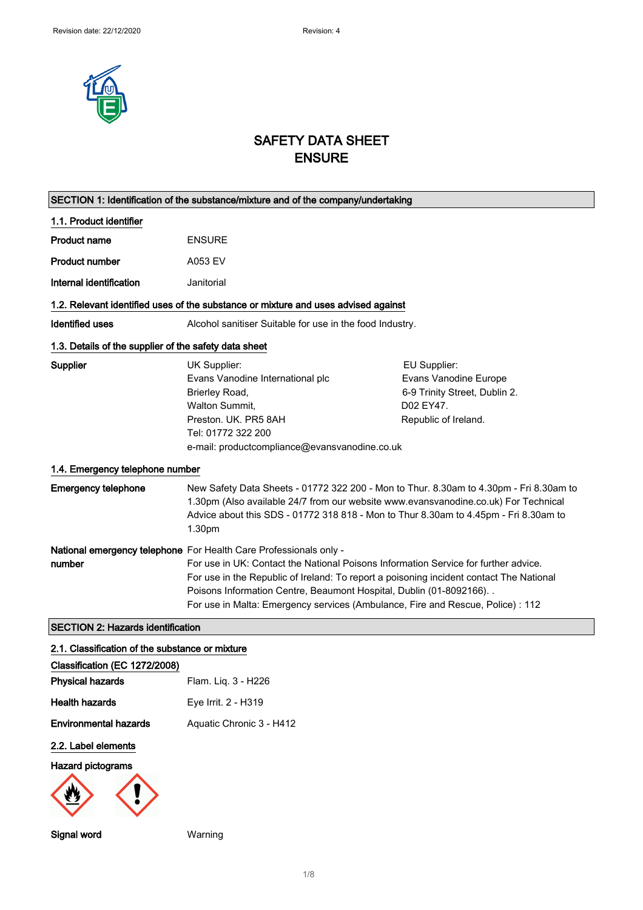Revision date: 22/12/2020 Revision: 4

# SAFETY DATA SHEET
# ENSURE

## SECTION 1: Identification of the substance/mixture and of the company/undertaking

### 1.1. Product identifier

| | |
|---|---|
| **Product name** | ENSURE |
| **Product number** | A053 EV |
| **Internal identification** | Janitorial |

### 1.2. Relevant identified uses of the substance or mixture and uses advised against

| | |
|---|---|
| **Identified uses** | Alcohol sanitiser Suitable for use in the food Industry. |

### 1.3. Details of the supplier of the safety data sheet

**Supplier**

UK Supplier:
Evans Vanodine International plc
Brierley Road,
Walton Summit,
Preston. UK. PR5 8AH
Tel: 01772 322 200
e-mail: productcompliance@evansvanodine.co.uk

EU Supplier:
Evans Vanodine Europe
6-9 Trinity Street, Dublin 2.
D02 EY47.
Republic of Ireland.

### 1.4. Emergency telephone number

**Emergency telephone**

New Safety Data Sheets - 01772 322 200 - Mon to Thur. 8.30am to 4.30pm - Fri 8.30am to 1.30pm (Also available 24/7 from our website www.evansvanodine.co.uk) For Technical Advice about this SDS - 01772 318 818 - Mon to Thur 8.30am to 4.45pm - Fri 8.30am to 1.30pm

**National emergency telephone number**

For Health Care Professionals only -
For use in UK: Contact the National Poisons Information Service for further advice.
For use in the Republic of Ireland: To report a poisoning incident contact The National Poisons Information Centre, Beaumont Hospital, Dublin (01-8092166). .
For use in Malta: Emergency services (Ambulance, Fire and Rescue, Police) : 112

## SECTION 2: Hazards identification

### 2.1. Classification of the substance or mixture

**Classification (EC 1272/2008)**

| | |
|---|---|
| **Physical hazards** | Flam. Liq. 3 - H226 |
| **Health hazards** | Eye Irrit. 2 - H319 |
| **Environmental hazards** | Aquatic Chronic 3 - H412 |

### 2.2. Label elements

**Hazard pictograms**

**Signal word** Warning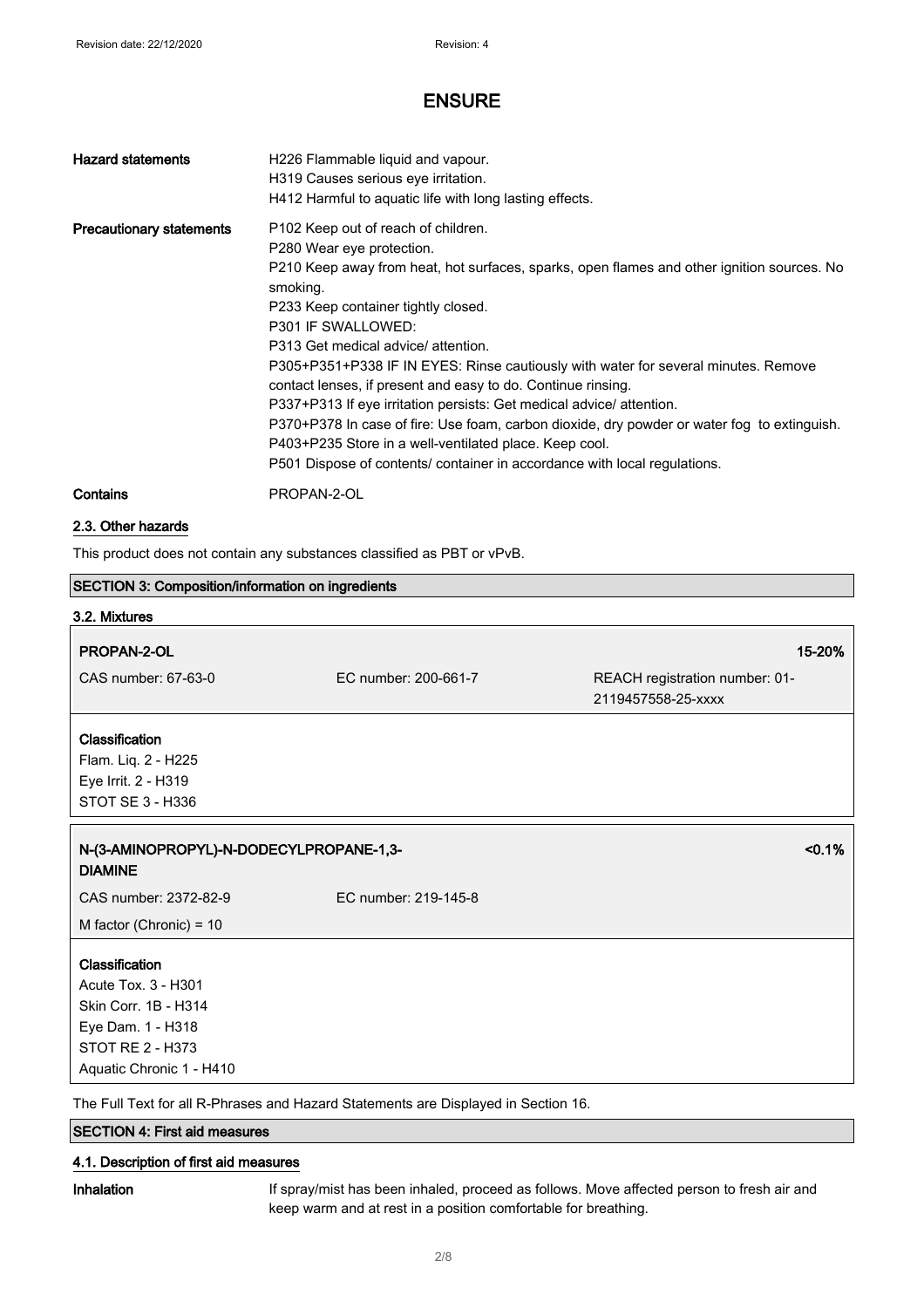# ENSURE

| | |
|---|---|
| **Hazard statements** | H226 Flammable liquid and vapour.<br>H319 Causes serious eye irritation.<br>H412 Harmful to aquatic life with long lasting effects. |
| **Precautionary statements** | P102 Keep out of reach of children.<br>P280 Wear eye protection.<br>P210 Keep away from heat, hot surfaces, sparks, open flames and other ignition sources. No smoking.<br>P233 Keep container tightly closed.<br>P301 IF SWALLOWED:<br>P313 Get medical advice/ attention.<br>P305+P351+P338 IF IN EYES: Rinse cautiously with water for several minutes. Remove contact lenses, if present and easy to do. Continue rinsing.<br>P337+P313 If eye irritation persists: Get medical advice/ attention.<br>P370+P378 In case of fire: Use foam, carbon dioxide, dry powder or water fog to extinguish.<br>P403+P235 Store in a well-ventilated place. Keep cool.<br>P501 Dispose of contents/ container in accordance with local regulations. |
| **Contains** | PROPAN-2-OL |

### 2.3. Other hazards

This product does not contain any substances classified as PBT or vPvB.

## SECTION 3: Composition/information on ingredients

### 3.2. Mixtures

| **PROPAN-2-OL** | | **15-20%** |
|---|---|---|
| CAS number: 67-63-0 | EC number: 200-661-7 | REACH registration number: 01-2119457558-25-xxxx |

**Classification**
Flam. Liq. 2 - H225
Eye Irrit. 2 - H319
STOT SE 3 - H336

| **N-(3-AMINOPROPYL)-N-DODECYLPROPANE-1,3-DIAMINE** | | **<0.1%** |
|---|---|---|
| CAS number: 2372-82-9 | EC number: 219-145-8 | |
| M factor (Chronic) = 10 | | |

**Classification**
Acute Tox. 3 - H301
Skin Corr. 1B - H314
Eye Dam. 1 - H318
STOT RE 2 - H373
Aquatic Chronic 1 - H410

The Full Text for all R-Phrases and Hazard Statements are Displayed in Section 16.

## SECTION 4: First aid measures

### 4.1. Description of first aid measures

**Inhalation** If spray/mist has been inhaled, proceed as follows. Move affected person to fresh air and keep warm and at rest in a position comfortable for breathing.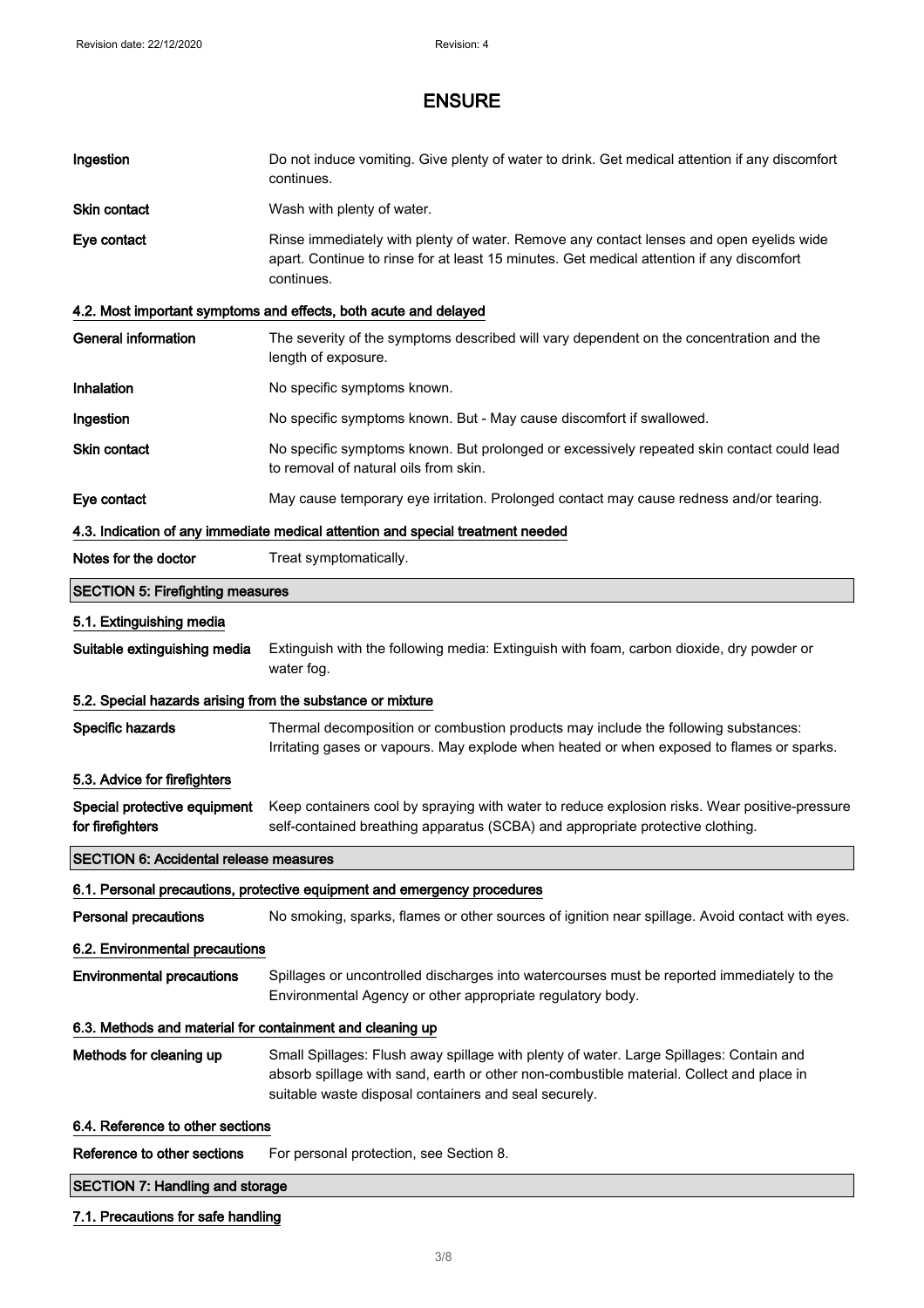# ENSURE

| | |
|---|---|
| **Ingestion** | Do not induce vomiting. Give plenty of water to drink. Get medical attention if any discomfort continues. |
| **Skin contact** | Wash with plenty of water. |
| **Eye contact** | Rinse immediately with plenty of water. Remove any contact lenses and open eyelids wide apart. Continue to rinse for at least 15 minutes. Get medical attention if any discomfort continues. |

### 4.2. Most important symptoms and effects, both acute and delayed

| | |
|---|---|
| **General information** | The severity of the symptoms described will vary dependent on the concentration and the length of exposure. |
| **Inhalation** | No specific symptoms known. |
| **Ingestion** | No specific symptoms known. But - May cause discomfort if swallowed. |
| **Skin contact** | No specific symptoms known. But prolonged or excessively repeated skin contact could lead to removal of natural oils from skin. |
| **Eye contact** | May cause temporary eye irritation. Prolonged contact may cause redness and/or tearing. |

### 4.3. Indication of any immediate medical attention and special treatment needed

| | |
|---|---|
| **Notes for the doctor** | Treat symptomatically. |

## SECTION 5: Firefighting measures

### 5.1. Extinguishing media

| | |
|---|---|
| **Suitable extinguishing media** | Extinguish with the following media: Extinguish with foam, carbon dioxide, dry powder or water fog. |

### 5.2. Special hazards arising from the substance or mixture

| | |
|---|---|
| **Specific hazards** | Thermal decomposition or combustion products may include the following substances: Irritating gases or vapours. May explode when heated or when exposed to flames or sparks. |

### 5.3. Advice for firefighters

| | |
|---|---|
| **Special protective equipment for firefighters** | Keep containers cool by spraying with water to reduce explosion risks. Wear positive-pressure self-contained breathing apparatus (SCBA) and appropriate protective clothing. |

## SECTION 6: Accidental release measures

### 6.1. Personal precautions, protective equipment and emergency procedures

| | |
|---|---|
| **Personal precautions** | No smoking, sparks, flames or other sources of ignition near spillage. Avoid contact with eyes. |

### 6.2. Environmental precautions

| | |
|---|---|
| **Environmental precautions** | Spillages or uncontrolled discharges into watercourses must be reported immediately to the Environmental Agency or other appropriate regulatory body. |

### 6.3. Methods and material for containment and cleaning up

| | |
|---|---|
| **Methods for cleaning up** | Small Spillages: Flush away spillage with plenty of water. Large Spillages: Contain and absorb spillage with sand, earth or other non-combustible material. Collect and place in suitable waste disposal containers and seal securely. |

### 6.4. Reference to other sections

| | |
|---|---|
| **Reference to other sections** | For personal protection, see Section 8. |

## SECTION 7: Handling and storage

### 7.1. Precautions for safe handling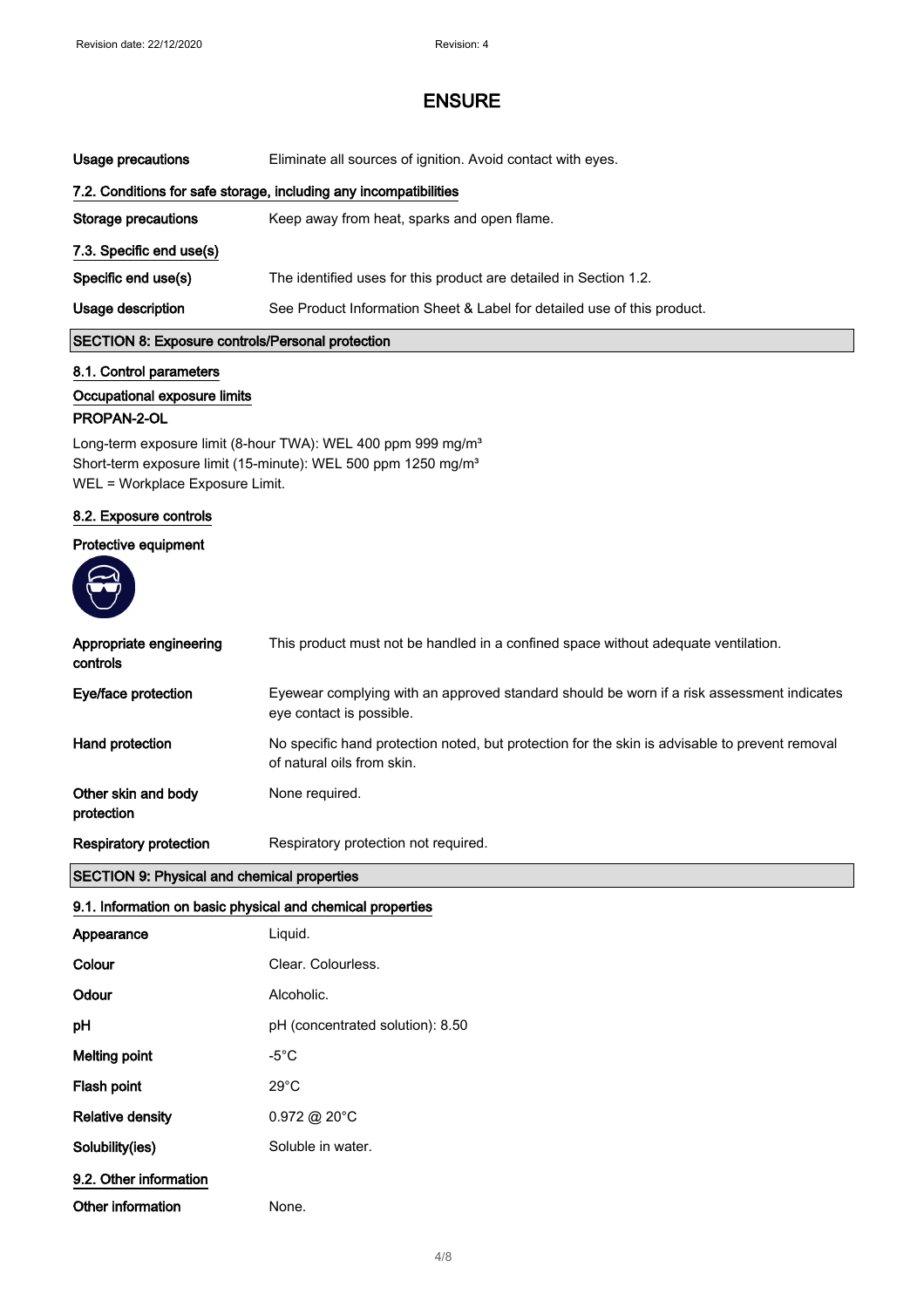| | |
|---|---|
| **Usage precautions** | Eliminate all sources of ignition. Avoid contact with eyes. |

### 7.2. Conditions for safe storage, including any incompatibilities

| | |
|---|---|
| **Storage precautions** | Keep away from heat, sparks and open flame. |

### 7.3. Specific end use(s)

| | |
|---|---|
| **Specific end use(s)** | The identified uses for this product are detailed in Section 1.2. |
| **Usage description** | See Product Information Sheet & Label for detailed use of this product. |

## SECTION 8: Exposure controls/Personal protection

### 8.1. Control parameters

#### Occupational exposure limits

**PROPAN-2-OL**

Long-term exposure limit (8-hour TWA): WEL 400 ppm 999 mg/m³
Short-term exposure limit (15-minute): WEL 500 ppm 1250 mg/m³
WEL = Workplace Exposure Limit.

### 8.2. Exposure controls

**Protective equipment**

| | |
|---|---|
| **Appropriate engineering controls** | This product must not be handled in a confined space without adequate ventilation. |
| **Eye/face protection** | Eyewear complying with an approved standard should be worn if a risk assessment indicates eye contact is possible. |
| **Hand protection** | No specific hand protection noted, but protection for the skin is advisable to prevent removal of natural oils from skin. |
| **Other skin and body protection** | None required. |
| **Respiratory protection** | Respiratory protection not required. |

## SECTION 9: Physical and chemical properties

### 9.1. Information on basic physical and chemical properties

| | |
|---|---|
| **Appearance** | Liquid. |
| **Colour** | Clear. Colourless. |
| **Odour** | Alcoholic. |
| **pH** | pH (concentrated solution): 8.50 |
| **Melting point** | -5°C |
| **Flash point** | 29°C |
| **Relative density** | 0.972 @ 20°C |
| **Solubility(ies)** | Soluble in water. |

### 9.2. Other information

| | |
|---|---|
| **Other information** | None. |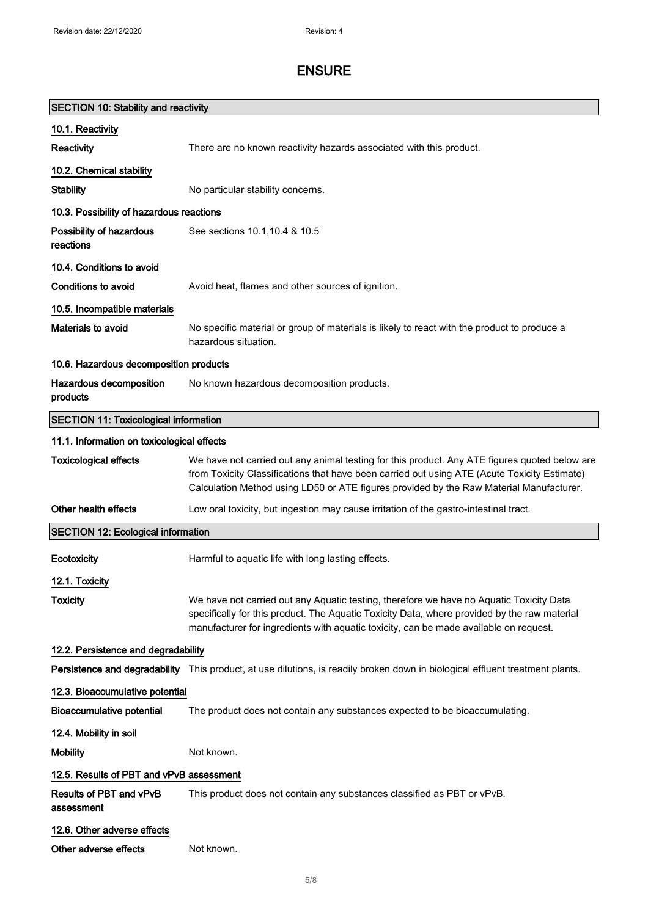# ENSURE

## SECTION 10: Stability and reactivity

### 10.1. Reactivity

**Reactivity** There are no known reactivity hazards associated with this product.

### 10.2. Chemical stability

**Stability** No particular stability concerns.

### 10.3. Possibility of hazardous reactions

**Possibility of hazardous reactions** See sections 10.1,10.4 & 10.5

### 10.4. Conditions to avoid

**Conditions to avoid** Avoid heat, flames and other sources of ignition.

### 10.5. Incompatible materials

**Materials to avoid** No specific material or group of materials is likely to react with the product to produce a hazardous situation.

### 10.6. Hazardous decomposition products

**Hazardous decomposition products** No known hazardous decomposition products.

## SECTION 11: Toxicological information

### 11.1. Information on toxicological effects

**Toxicological effects** We have not carried out any animal testing for this product. Any ATE figures quoted below are from Toxicity Classifications that have been carried out using ATE (Acute Toxicity Estimate) Calculation Method using LD50 or ATE figures provided by the Raw Material Manufacturer.

**Other health effects** Low oral toxicity, but ingestion may cause irritation of the gastro-intestinal tract.

## SECTION 12: Ecological information

**Ecotoxicity** Harmful to aquatic life with long lasting effects.

### 12.1. Toxicity

**Toxicity** We have not carried out any Aquatic testing, therefore we have no Aquatic Toxicity Data specifically for this product. The Aquatic Toxicity Data, where provided by the raw material manufacturer for ingredients with aquatic toxicity, can be made available on request.

### 12.2. Persistence and degradability

**Persistence and degradability** This product, at use dilutions, is readily broken down in biological effluent treatment plants.

### 12.3. Bioaccumulative potential

**Bioaccumulative potential** The product does not contain any substances expected to be bioaccumulating.

### 12.4. Mobility in soil

**Mobility** Not known.

### 12.5. Results of PBT and vPvB assessment

**Results of PBT and vPvB assessment** This product does not contain any substances classified as PBT or vPvB.

### 12.6. Other adverse effects

**Other adverse effects** Not known.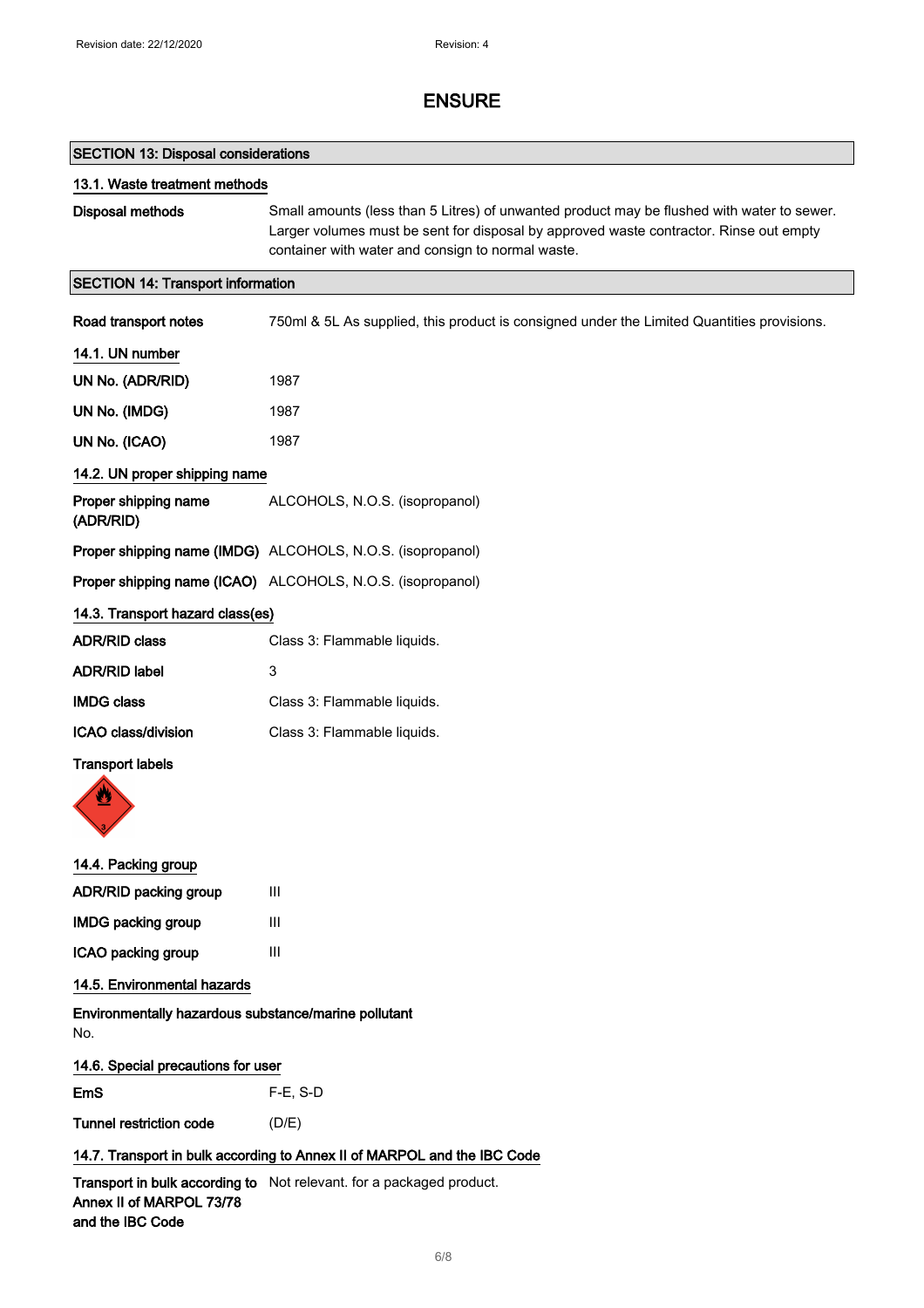# ENSURE

## SECTION 13: Disposal considerations

### 13.1. Waste treatment methods

| | |
|---|---|
| **Disposal methods** | Small amounts (less than 5 Litres) of unwanted product may be flushed with water to sewer. Larger volumes must be sent for disposal by approved waste contractor. Rinse out empty container with water and consign to normal waste. |

## SECTION 14: Transport information

| | |
|---|---|
| **Road transport notes** | 750ml & 5L As supplied, this product is consigned under the Limited Quantities provisions. |

### 14.1. UN number

| | |
|---|---|
| **UN No. (ADR/RID)** | 1987 |
| **UN No. (IMDG)** | 1987 |
| **UN No. (ICAO)** | 1987 |

### 14.2. UN proper shipping name

| | |
|---|---|
| **Proper shipping name (ADR/RID)** | ALCOHOLS, N.O.S. (isopropanol) |
| **Proper shipping name (IMDG)** | ALCOHOLS, N.O.S. (isopropanol) |
| **Proper shipping name (ICAO)** | ALCOHOLS, N.O.S. (isopropanol) |

### 14.3. Transport hazard class(es)

| | |
|---|---|
| **ADR/RID class** | Class 3: Flammable liquids. |
| **ADR/RID label** | 3 |
| **IMDG class** | Class 3: Flammable liquids. |
| **ICAO class/division** | Class 3: Flammable liquids. |

**Transport labels**

### 14.4. Packing group

| | |
|---|---|
| **ADR/RID packing group** | III |
| **IMDG packing group** | III |
| **ICAO packing group** | III |

### 14.5. Environmental hazards

**Environmentally hazardous substance/marine pollutant**

No.

### 14.6. Special precautions for user

| | |
|---|---|
| **EmS** | F-E, S-D |
| **Tunnel restriction code** | (D/E) |

### 14.7. Transport in bulk according to Annex II of MARPOL and the IBC Code

| | |
|---|---|
| **Transport in bulk according to Annex II of MARPOL 73/78 and the IBC Code** | Not relevant. for a packaged product. |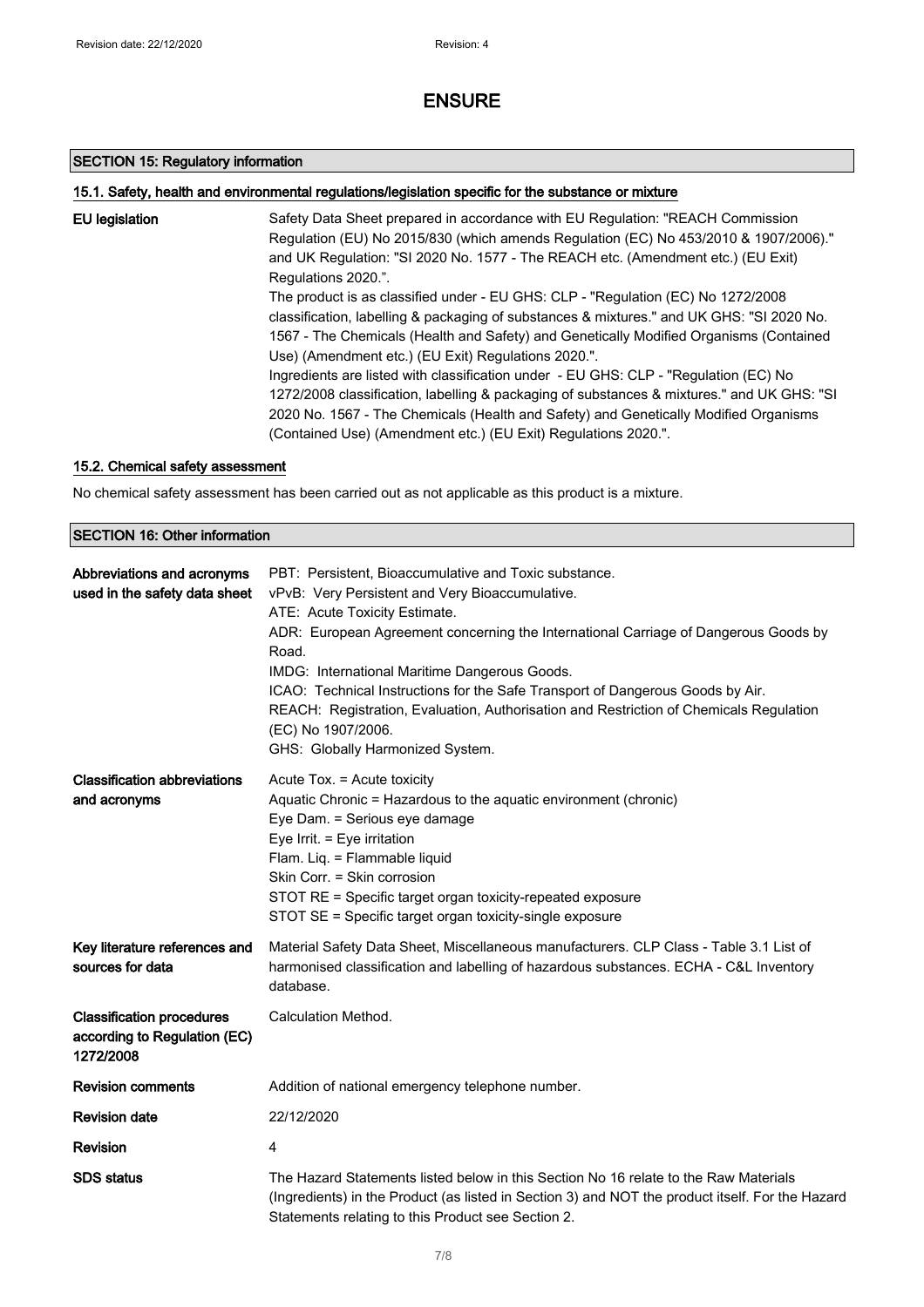# ENSURE

## SECTION 15: Regulatory information

### 15.1. Safety, health and environmental regulations/legislation specific for the substance or mixture

| | |
|---|---|
| **EU legislation** | Safety Data Sheet prepared in accordance with EU Regulation: "REACH Commission Regulation (EU) No 2015/830 (which amends Regulation (EC) No 453/2010 & 1907/2006)." and UK Regulation: "SI 2020 No. 1577 - The REACH etc. (Amendment etc.) (EU Exit) Regulations 2020.". The product is as classified under - EU GHS: CLP - "Regulation (EC) No 1272/2008 classification, labelling & packaging of substances & mixtures." and UK GHS: "SI 2020 No. 1567 - The Chemicals (Health and Safety) and Genetically Modified Organisms (Contained Use) (Amendment etc.) (EU Exit) Regulations 2020.". Ingredients are listed with classification under - EU GHS: CLP - "Regulation (EC) No 1272/2008 classification, labelling & packaging of substances & mixtures." and UK GHS: "SI 2020 No. 1567 - The Chemicals (Health and Safety) and Genetically Modified Organisms (Contained Use) (Amendment etc.) (EU Exit) Regulations 2020.". |

### 15.2. Chemical safety assessment

No chemical safety assessment has been carried out as not applicable as this product is a mixture.

## SECTION 16: Other information

| | |
|---|---|
| **Abbreviations and acronyms used in the safety data sheet** | PBT: Persistent, Bioaccumulative and Toxic substance.<br>vPvB: Very Persistent and Very Bioaccumulative.<br>ATE: Acute Toxicity Estimate.<br>ADR: European Agreement concerning the International Carriage of Dangerous Goods by Road.<br>IMDG: International Maritime Dangerous Goods.<br>ICAO: Technical Instructions for the Safe Transport of Dangerous Goods by Air.<br>REACH: Registration, Evaluation, Authorisation and Restriction of Chemicals Regulation (EC) No 1907/2006.<br>GHS: Globally Harmonized System. |
| **Classification abbreviations and acronyms** | Acute Tox. = Acute toxicity<br>Aquatic Chronic = Hazardous to the aquatic environment (chronic)<br>Eye Dam. = Serious eye damage<br>Eye Irrit. = Eye irritation<br>Flam. Liq. = Flammable liquid<br>Skin Corr. = Skin corrosion<br>STOT RE = Specific target organ toxicity-repeated exposure<br>STOT SE = Specific target organ toxicity-single exposure |
| **Key literature references and sources for data** | Material Safety Data Sheet, Miscellaneous manufacturers. CLP Class - Table 3.1 List of harmonised classification and labelling of hazardous substances. ECHA - C&L Inventory database. |
| **Classification procedures according to Regulation (EC) 1272/2008** | Calculation Method. |
| **Revision comments** | Addition of national emergency telephone number. |
| **Revision date** | 22/12/2020 |
| **Revision** | 4 |
| **SDS status** | The Hazard Statements listed below in this Section No 16 relate to the Raw Materials (Ingredients) in the Product (as listed in Section 3) and NOT the product itself. For the Hazard Statements relating to this Product see Section 2. |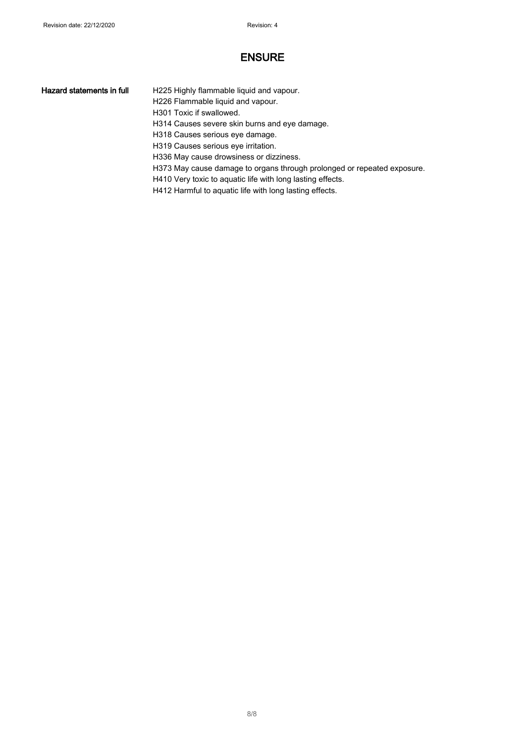**Hazard statements in full**

H225 Highly flammable liquid and vapour.
H226 Flammable liquid and vapour.
H301 Toxic if swallowed.
H314 Causes severe skin burns and eye damage.
H318 Causes serious eye damage.
H319 Causes serious eye irritation.
H336 May cause drowsiness or dizziness.
H373 May cause damage to organs through prolonged or repeated exposure.
H410 Very toxic to aquatic life with long lasting effects.
H412 Harmful to aquatic life with long lasting effects.